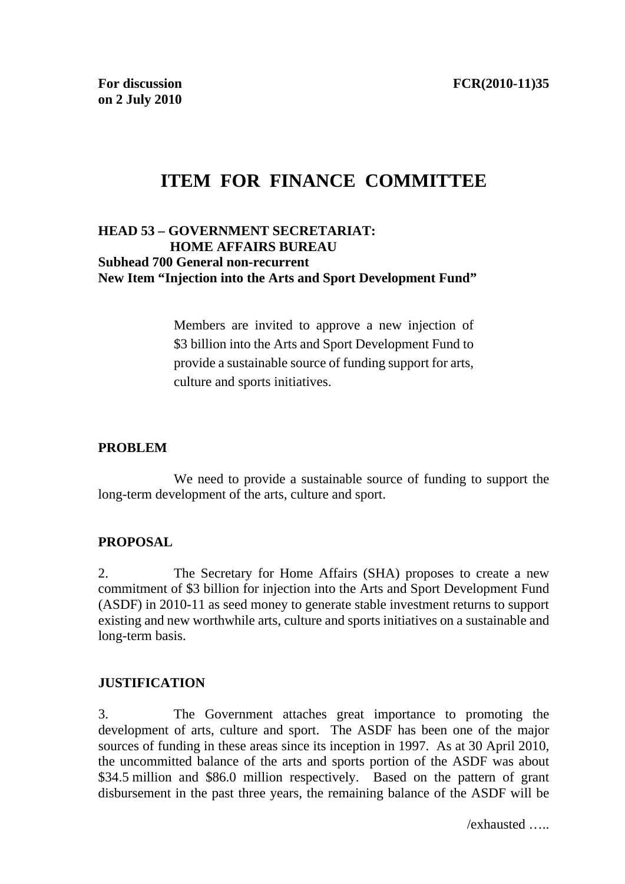**For discussion on 2 July 2010**

**FCR(2010-11)35**

# ITEM FOR FINANCE COMMITTEE

**HEAD 53 – GOVERNMENT SECRETARIAT: HOME AFFAIRS BUREAU**
**Subhead 700 General non-recurrent**
**New Item "Injection into the Arts and Sport Development Fund"**

> Members are invited to approve a new injection of $3 billion into the Arts and Sport Development Fund to provide a sustainable source of funding support for arts, culture and sports initiatives.

## PROBLEM

We need to provide a sustainable source of funding to support the long-term development of the arts, culture and sport.

## PROPOSAL

2. The Secretary for Home Affairs (SHA) proposes to create a new commitment of $3 billion for injection into the Arts and Sport Development Fund (ASDF) in 2010-11 as seed money to generate stable investment returns to support existing and new worthwhile arts, culture and sports initiatives on a sustainable and long-term basis.

## JUSTIFICATION

3. The Government attaches great importance to promoting the development of arts, culture and sport. The ASDF has been one of the major sources of funding in these areas since its inception in 1997. As at 30 April 2010, the uncommitted balance of the arts and sports portion of the ASDF was about $34.5 million and $86.0 million respectively. Based on the pattern of grant disbursement in the past three years, the remaining balance of the ASDF will be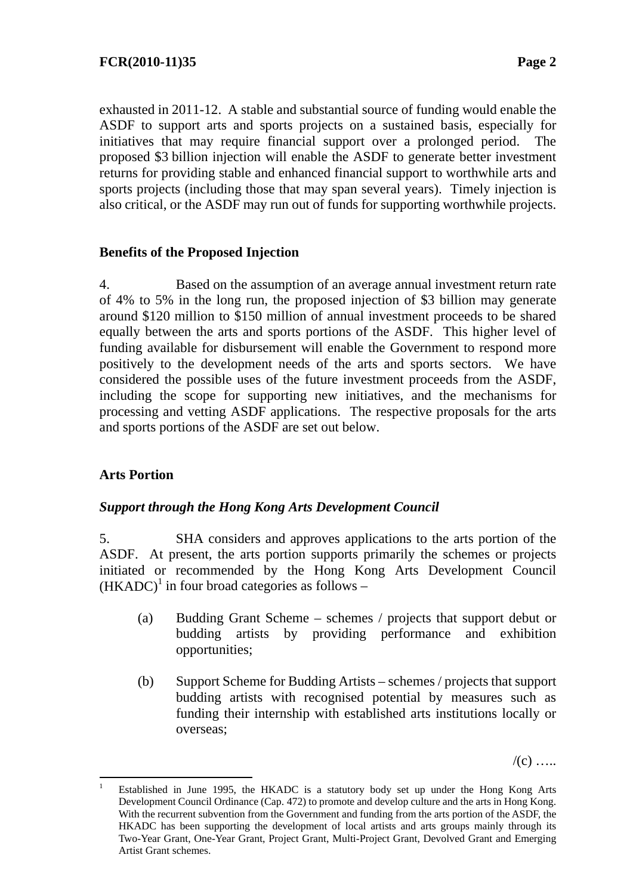exhausted in 2011-12. A stable and substantial source of funding would enable the ASDF to support arts and sports projects on a sustained basis, especially for initiatives that may require financial support over a prolonged period. The proposed $3 billion injection will enable the ASDF to generate better investment returns for providing stable and enhanced financial support to worthwhile arts and sports projects (including those that may span several years). Timely injection is also critical, or the ASDF may run out of funds for supporting worthwhile projects.

## Benefits of the Proposed Injection

4. Based on the assumption of an average annual investment return rate of 4% to 5% in the long run, the proposed injection of $3 billion may generate around $120 million to $150 million of annual investment proceeds to be shared equally between the arts and sports portions of the ASDF. This higher level of funding available for disbursement will enable the Government to respond more positively to the development needs of the arts and sports sectors. We have considered the possible uses of the future investment proceeds from the ASDF, including the scope for supporting new initiatives, and the mechanisms for processing and vetting ASDF applications. The respective proposals for the arts and sports portions of the ASDF are set out below.

## Arts Portion

### *Support through the Hong Kong Arts Development Council*

5. SHA considers and approves applications to the arts portion of the ASDF. At present, the arts portion supports primarily the schemes or projects initiated or recommended by the Hong Kong Arts Development Council (HKADC)[1] in four broad categories as follows –

(a) Budding Grant Scheme – schemes / projects that support debut or budding artists by providing performance and exhibition opportunities;

(b) Support Scheme for Budding Artists – schemes / projects that support budding artists with recognised potential by measures such as funding their internship with established arts institutions locally or overseas;

/(c) …..

---

[1] Established in June 1995, the HKADC is a statutory body set up under the Hong Kong Arts Development Council Ordinance (Cap. 472) to promote and develop culture and the arts in Hong Kong. With the recurrent subvention from the Government and funding from the arts portion of the ASDF, the HKADC has been supporting the development of local artists and arts groups mainly through its Two-Year Grant, One-Year Grant, Project Grant, Multi-Project Grant, Devolved Grant and Emerging Artist Grant schemes.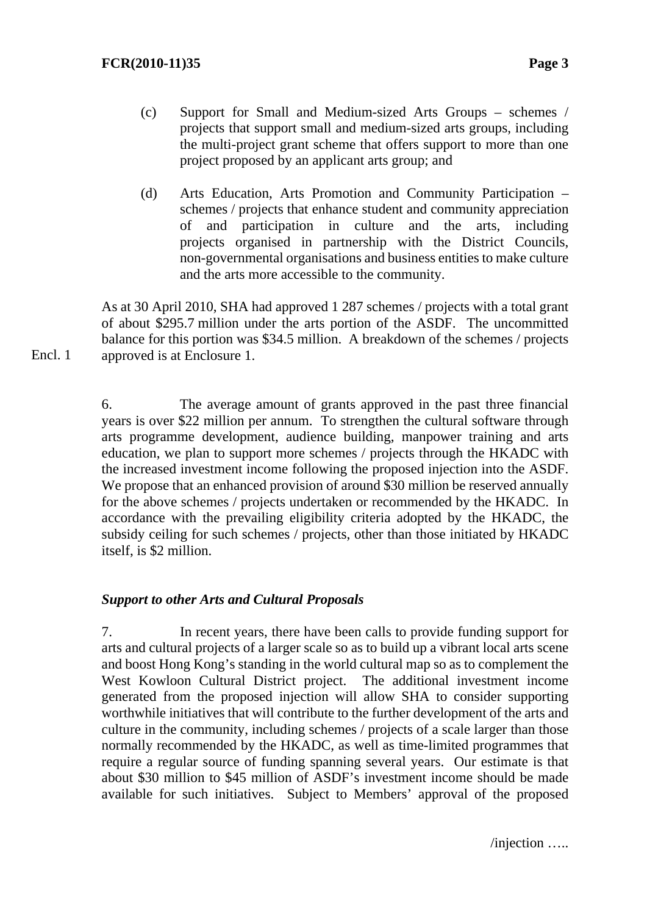(c) Support for Small and Medium-sized Arts Groups – schemes / projects that support small and medium-sized arts groups, including the multi-project grant scheme that offers support to more than one project proposed by an applicant arts group; and

(d) Arts Education, Arts Promotion and Community Participation – schemes / projects that enhance student and community appreciation of and participation in culture and the arts, including projects organised in partnership with the District Councils, non-governmental organisations and business entities to make culture and the arts more accessible to the community.

As at 30 April 2010, SHA had approved 1 287 schemes / projects with a total grant of about $295.7 million under the arts portion of the ASDF. The uncommitted balance for this portion was $34.5 million. A breakdown of the schemes / projects approved is at Enclosure 1.

Encl. 1

6. The average amount of grants approved in the past three financial years is over $22 million per annum. To strengthen the cultural software through arts programme development, audience building, manpower training and arts education, we plan to support more schemes / projects through the HKADC with the increased investment income following the proposed injection into the ASDF. We propose that an enhanced provision of around $30 million be reserved annually for the above schemes / projects undertaken or recommended by the HKADC. In accordance with the prevailing eligibility criteria adopted by the HKADC, the subsidy ceiling for such schemes / projects, other than those initiated by HKADC itself, is $2 million.

***Support to other Arts and Cultural Proposals***

7. In recent years, there have been calls to provide funding support for arts and cultural projects of a larger scale so as to build up a vibrant local arts scene and boost Hong Kong's standing in the world cultural map so as to complement the West Kowloon Cultural District project. The additional investment income generated from the proposed injection will allow SHA to consider supporting worthwhile initiatives that will contribute to the further development of the arts and culture in the community, including schemes / projects of a scale larger than those normally recommended by the HKADC, as well as time-limited programmes that require a regular source of funding spanning several years. Our estimate is that about $30 million to $45 million of ASDF's investment income should be made available for such initiatives. Subject to Members' approval of the proposed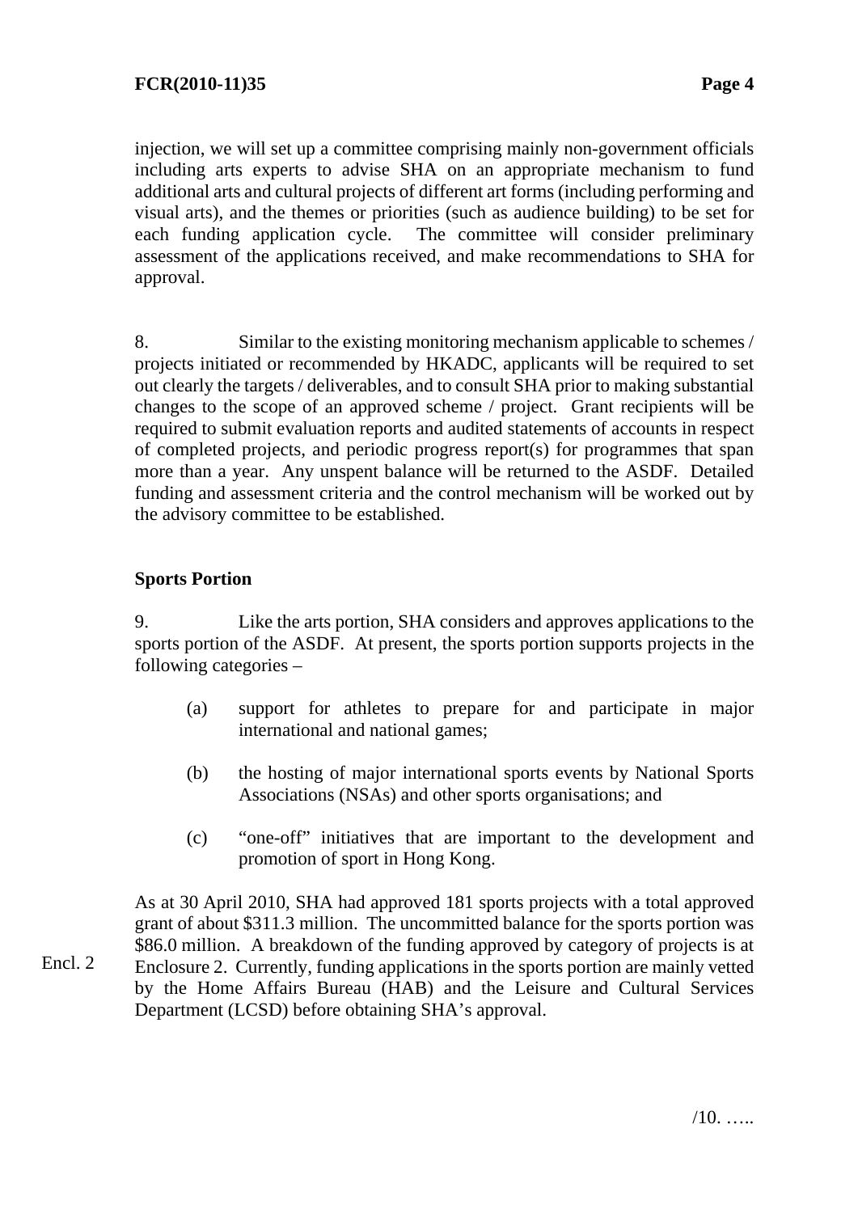injection, we will set up a committee comprising mainly non-government officials including arts experts to advise SHA on an appropriate mechanism to fund additional arts and cultural projects of different art forms (including performing and visual arts), and the themes or priorities (such as audience building) to be set for each funding application cycle. The committee will consider preliminary assessment of the applications received, and make recommendations to SHA for approval.

8. Similar to the existing monitoring mechanism applicable to schemes / projects initiated or recommended by HKADC, applicants will be required to set out clearly the targets / deliverables, and to consult SHA prior to making substantial changes to the scope of an approved scheme / project. Grant recipients will be required to submit evaluation reports and audited statements of accounts in respect of completed projects, and periodic progress report(s) for programmes that span more than a year. Any unspent balance will be returned to the ASDF. Detailed funding and assessment criteria and the control mechanism will be worked out by the advisory committee to be established.

**Sports Portion**

9. Like the arts portion, SHA considers and approves applications to the sports portion of the ASDF. At present, the sports portion supports projects in the following categories –

(a) support for athletes to prepare for and participate in major international and national games;

(b) the hosting of major international sports events by National Sports Associations (NSAs) and other sports organisations; and

(c) "one-off" initiatives that are important to the development and promotion of sport in Hong Kong.

As at 30 April 2010, SHA had approved 181 sports projects with a total approved grant of about $311.3 million. The uncommitted balance for the sports portion was $86.0 million. A breakdown of the funding approved by category of projects is at Enclosure 2. Currently, funding applications in the sports portion are mainly vetted by the Home Affairs Bureau (HAB) and the Leisure and Cultural Services Department (LCSD) before obtaining SHA's approval.

Encl. 2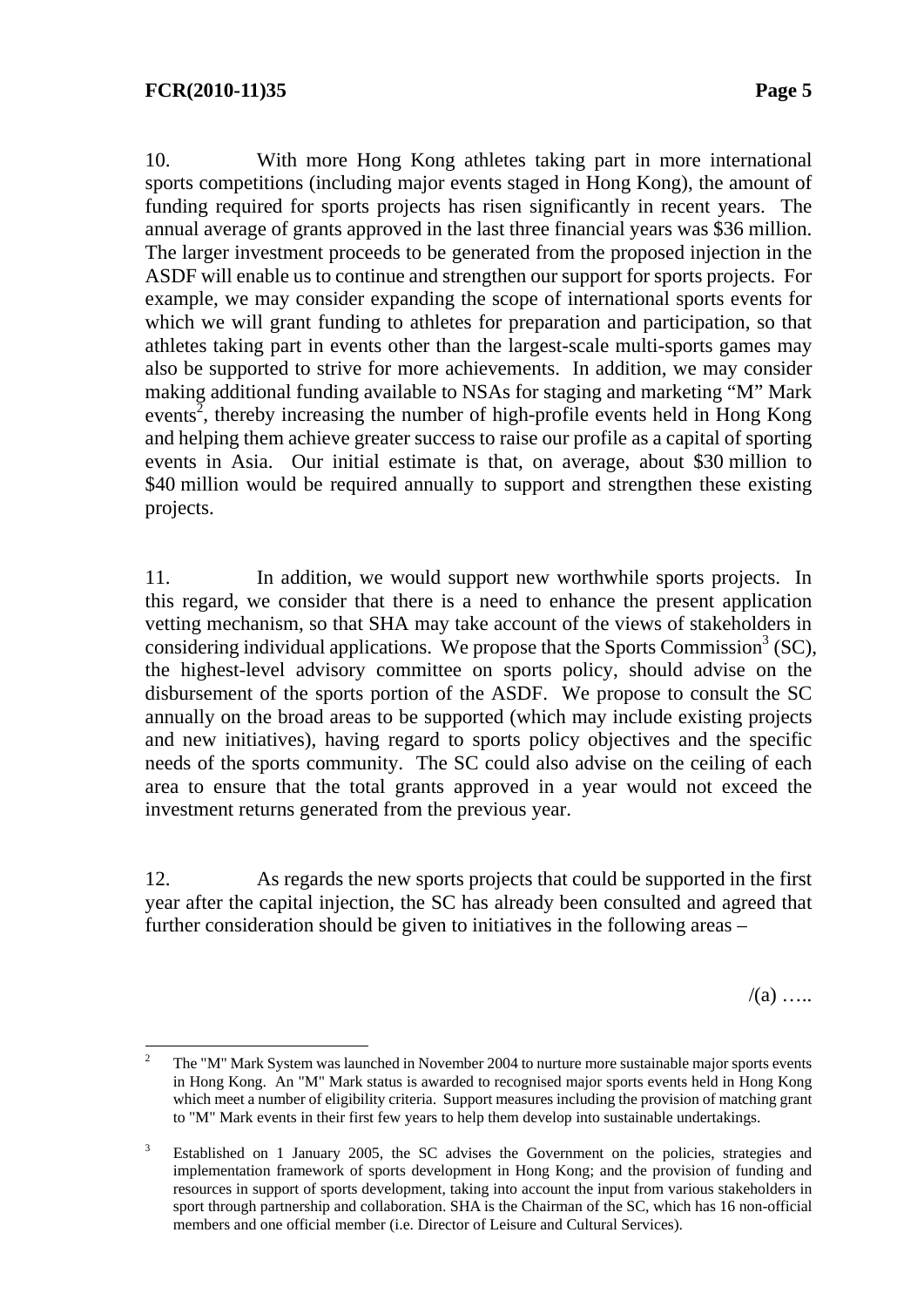10. With more Hong Kong athletes taking part in more international sports competitions (including major events staged in Hong Kong), the amount of funding required for sports projects has risen significantly in recent years. The annual average of grants approved in the last three financial years was $36 million. The larger investment proceeds to be generated from the proposed injection in the ASDF will enable us to continue and strengthen our support for sports projects. For example, we may consider expanding the scope of international sports events for which we will grant funding to athletes for preparation and participation, so that athletes taking part in events other than the largest-scale multi-sports games may also be supported to strive for more achievements. In addition, we may consider making additional funding available to NSAs for staging and marketing "M" Mark events[2], thereby increasing the number of high-profile events held in Hong Kong and helping them achieve greater success to raise our profile as a capital of sporting events in Asia. Our initial estimate is that, on average, about $30 million to $40 million would be required annually to support and strengthen these existing projects.

11. In addition, we would support new worthwhile sports projects. In this regard, we consider that there is a need to enhance the present application vetting mechanism, so that SHA may take account of the views of stakeholders in considering individual applications. We propose that the Sports Commission[3] (SC), the highest-level advisory committee on sports policy, should advise on the disbursement of the sports portion of the ASDF. We propose to consult the SC annually on the broad areas to be supported (which may include existing projects and new initiatives), having regard to sports policy objectives and the specific needs of the sports community. The SC could also advise on the ceiling of each area to ensure that the total grants approved in a year would not exceed the investment returns generated from the previous year.

12. As regards the new sports projects that could be supported in the first year after the capital injection, the SC has already been consulted and agreed that further consideration should be given to initiatives in the following areas –

/(a) …..

---

[2] The "M" Mark System was launched in November 2004 to nurture more sustainable major sports events in Hong Kong. An "M" Mark status is awarded to recognised major sports events held in Hong Kong which meet a number of eligibility criteria. Support measures including the provision of matching grant to "M" Mark events in their first few years to help them develop into sustainable undertakings.

[3] Established on 1 January 2005, the SC advises the Government on the policies, strategies and implementation framework of sports development in Hong Kong; and the provision of funding and resources in support of sports development, taking into account the input from various stakeholders in sport through partnership and collaboration. SHA is the Chairman of the SC, which has 16 non-official members and one official member (i.e. Director of Leisure and Cultural Services).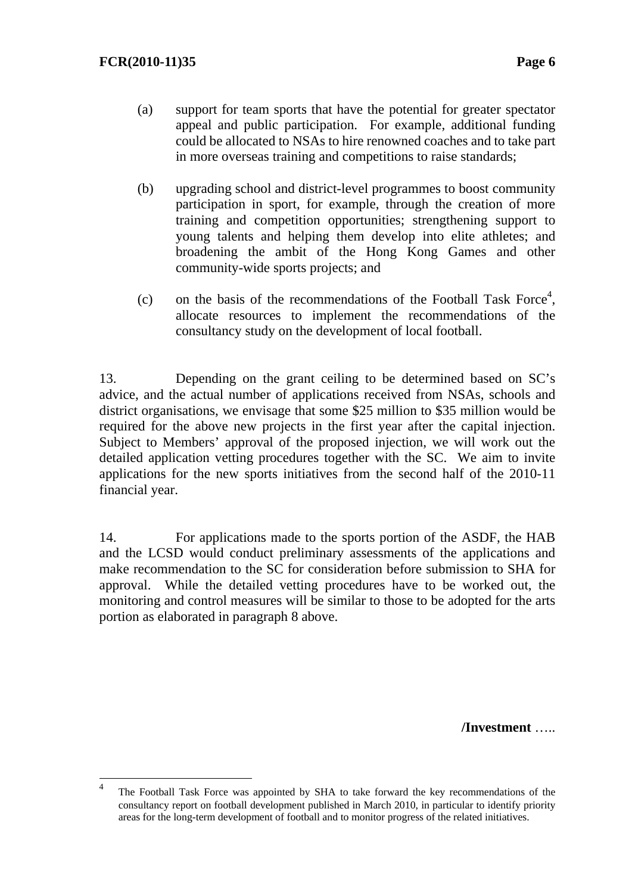(a) support for team sports that have the potential for greater spectator appeal and public participation. For example, additional funding could be allocated to NSAs to hire renowned coaches and to take part in more overseas training and competitions to raise standards;

(b) upgrading school and district-level programmes to boost community participation in sport, for example, through the creation of more training and competition opportunities; strengthening support to young talents and helping them develop into elite athletes; and broadening the ambit of the Hong Kong Games and other community-wide sports projects; and

(c) on the basis of the recommendations of the Football Task Force[4], allocate resources to implement the recommendations of the consultancy study on the development of local football.

13. Depending on the grant ceiling to be determined based on SC's advice, and the actual number of applications received from NSAs, schools and district organisations, we envisage that some $25 million to $35 million would be required for the above new projects in the first year after the capital injection. Subject to Members' approval of the proposed injection, we will work out the detailed application vetting procedures together with the SC. We aim to invite applications for the new sports initiatives from the second half of the 2010-11 financial year.

14. For applications made to the sports portion of the ASDF, the HAB and the LCSD would conduct preliminary assessments of the applications and make recommendation to the SC for consideration before submission to SHA for approval. While the detailed vetting procedures have to be worked out, the monitoring and control measures will be similar to those to be adopted for the arts portion as elaborated in paragraph 8 above.

**/Investment** …..

---

[4] The Football Task Force was appointed by SHA to take forward the key recommendations of the consultancy report on football development published in March 2010, in particular to identify priority areas for the long-term development of football and to monitor progress of the related initiatives.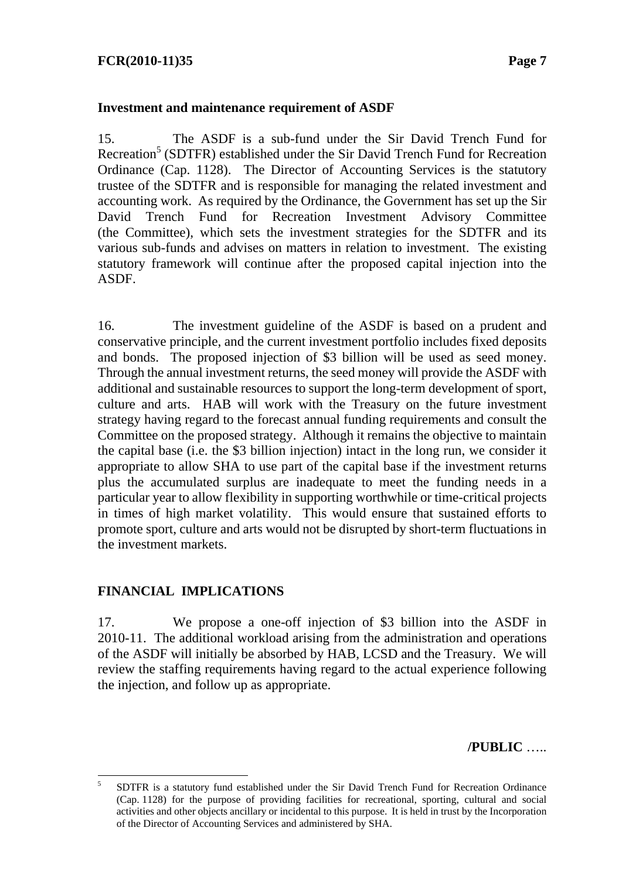**Investment and maintenance requirement of ASDF**

15. The ASDF is a sub-fund under the Sir David Trench Fund for Recreation[5] (SDTFR) established under the Sir David Trench Fund for Recreation Ordinance (Cap. 1128). The Director of Accounting Services is the statutory trustee of the SDTFR and is responsible for managing the related investment and accounting work. As required by the Ordinance, the Government has set up the Sir David Trench Fund for Recreation Investment Advisory Committee (the Committee), which sets the investment strategies for the SDTFR and its various sub-funds and advises on matters in relation to investment. The existing statutory framework will continue after the proposed capital injection into the ASDF.

16. The investment guideline of the ASDF is based on a prudent and conservative principle, and the current investment portfolio includes fixed deposits and bonds. The proposed injection of $3 billion will be used as seed money. Through the annual investment returns, the seed money will provide the ASDF with additional and sustainable resources to support the long-term development of sport, culture and arts. HAB will work with the Treasury on the future investment strategy having regard to the forecast annual funding requirements and consult the Committee on the proposed strategy. Although it remains the objective to maintain the capital base (i.e. the $3 billion injection) intact in the long run, we consider it appropriate to allow SHA to use part of the capital base if the investment returns plus the accumulated surplus are inadequate to meet the funding needs in a particular year to allow flexibility in supporting worthwhile or time-critical projects in times of high market volatility. This would ensure that sustained efforts to promote sport, culture and arts would not be disrupted by short-term fluctuations in the investment markets.

**FINANCIAL IMPLICATIONS**

17. We propose a one-off injection of $3 billion into the ASDF in 2010-11. The additional workload arising from the administration and operations of the ASDF will initially be absorbed by HAB, LCSD and the Treasury. We will review the staffing requirements having regard to the actual experience following the injection, and follow up as appropriate.

**/PUBLIC** …..

---

[5] SDTFR is a statutory fund established under the Sir David Trench Fund for Recreation Ordinance (Cap. 1128) for the purpose of providing facilities for recreational, sporting, cultural and social activities and other objects ancillary or incidental to this purpose. It is held in trust by the Incorporation of the Director of Accounting Services and administered by SHA.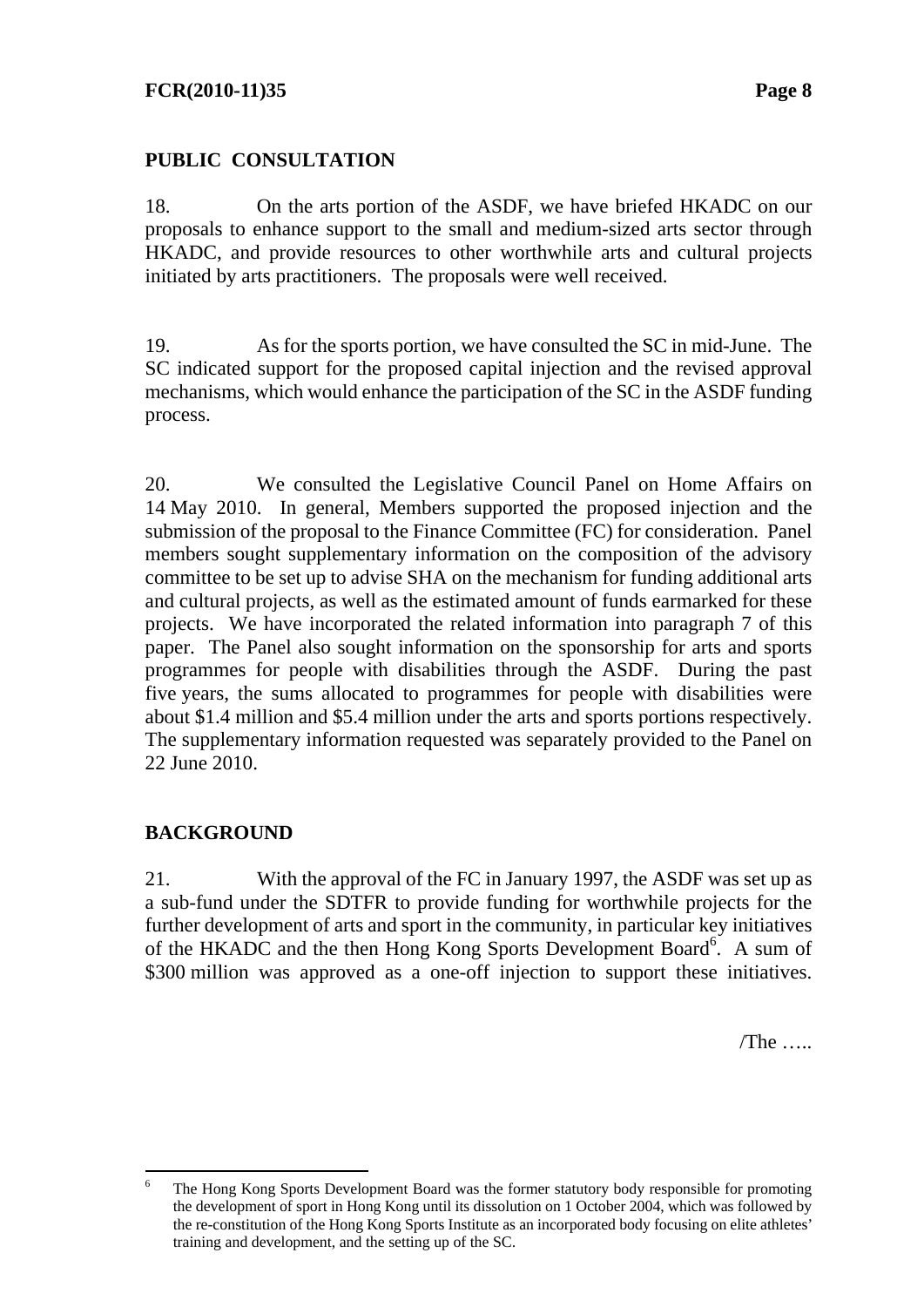## PUBLIC CONSULTATION

18. On the arts portion of the ASDF, we have briefed HKADC on our proposals to enhance support to the small and medium-sized arts sector through HKADC, and provide resources to other worthwhile arts and cultural projects initiated by arts practitioners. The proposals were well received.

19. As for the sports portion, we have consulted the SC in mid-June. The SC indicated support for the proposed capital injection and the revised approval mechanisms, which would enhance the participation of the SC in the ASDF funding process.

20. We consulted the Legislative Council Panel on Home Affairs on 14 May 2010. In general, Members supported the proposed injection and the submission of the proposal to the Finance Committee (FC) for consideration. Panel members sought supplementary information on the composition of the advisory committee to be set up to advise SHA on the mechanism for funding additional arts and cultural projects, as well as the estimated amount of funds earmarked for these projects. We have incorporated the related information into paragraph 7 of this paper. The Panel also sought information on the sponsorship for arts and sports programmes for people with disabilities through the ASDF. During the past five years, the sums allocated to programmes for people with disabilities were about $1.4 million and $5.4 million under the arts and sports portions respectively. The supplementary information requested was separately provided to the Panel on 22 June 2010.

## BACKGROUND

21. With the approval of the FC in January 1997, the ASDF was set up as a sub-fund under the SDTFR to provide funding for worthwhile projects for the further development of arts and sport in the community, in particular key initiatives of the HKADC and the then Hong Kong Sports Development Board[6]. A sum of $300 million was approved as a one-off injection to support these initiatives.

/The …..

[6] The Hong Kong Sports Development Board was the former statutory body responsible for promoting the development of sport in Hong Kong until its dissolution on 1 October 2004, which was followed by the re-constitution of the Hong Kong Sports Institute as an incorporated body focusing on elite athletes' training and development, and the setting up of the SC.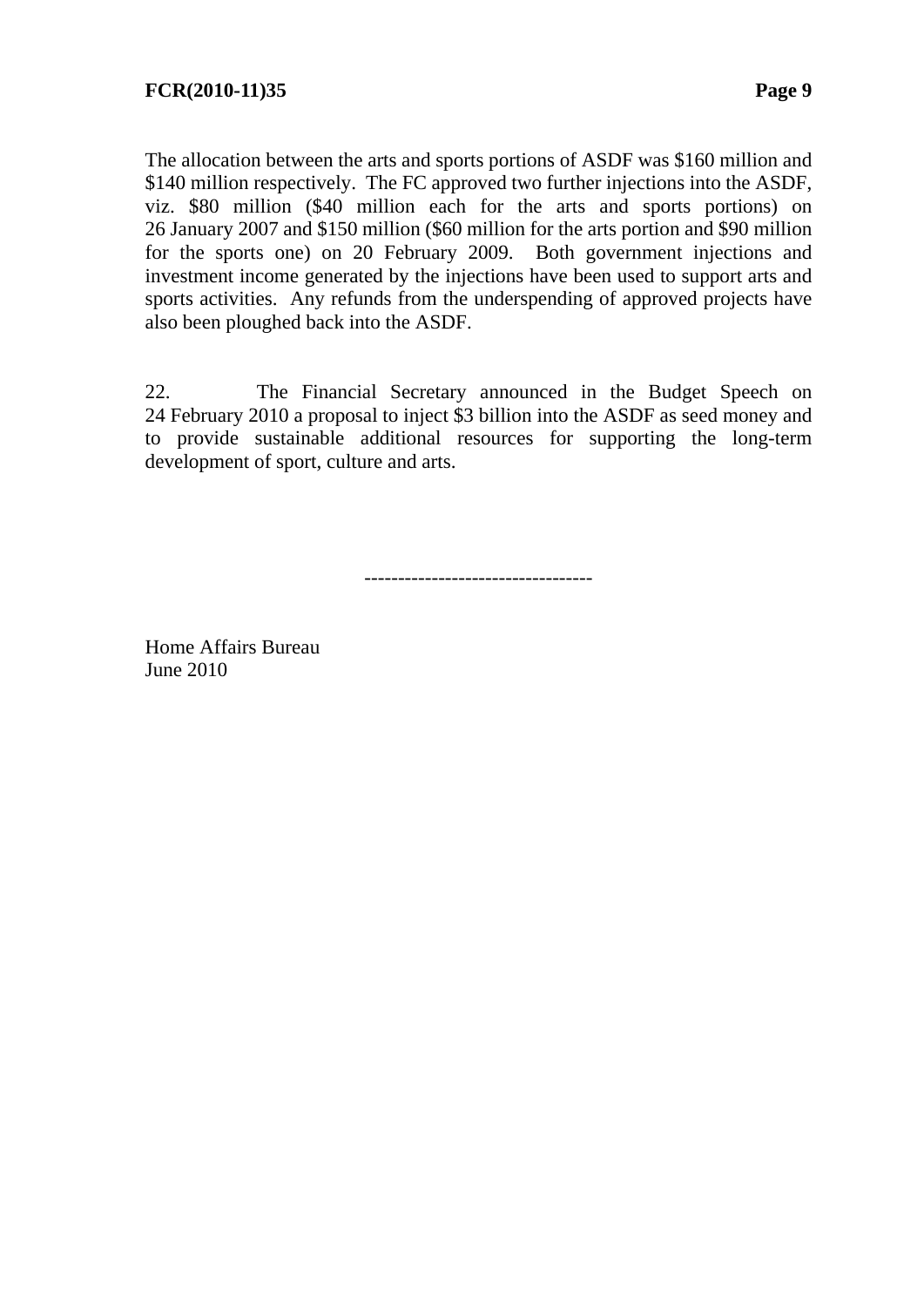The allocation between the arts and sports portions of ASDF was $160 million and $140 million respectively. The FC approved two further injections into the ASDF, viz. $80 million ($40 million each for the arts and sports portions) on 26 January 2007 and $150 million ($60 million for the arts portion and $90 million for the sports one) on 20 February 2009. Both government injections and investment income generated by the injections have been used to support arts and sports activities. Any refunds from the underspending of approved projects have also been ploughed back into the ASDF.

22. The Financial Secretary announced in the Budget Speech on 24 February 2010 a proposal to inject $3 billion into the ASDF as seed money and to provide sustainable additional resources for supporting the long-term development of sport, culture and arts.

---

Home Affairs Bureau
June 2010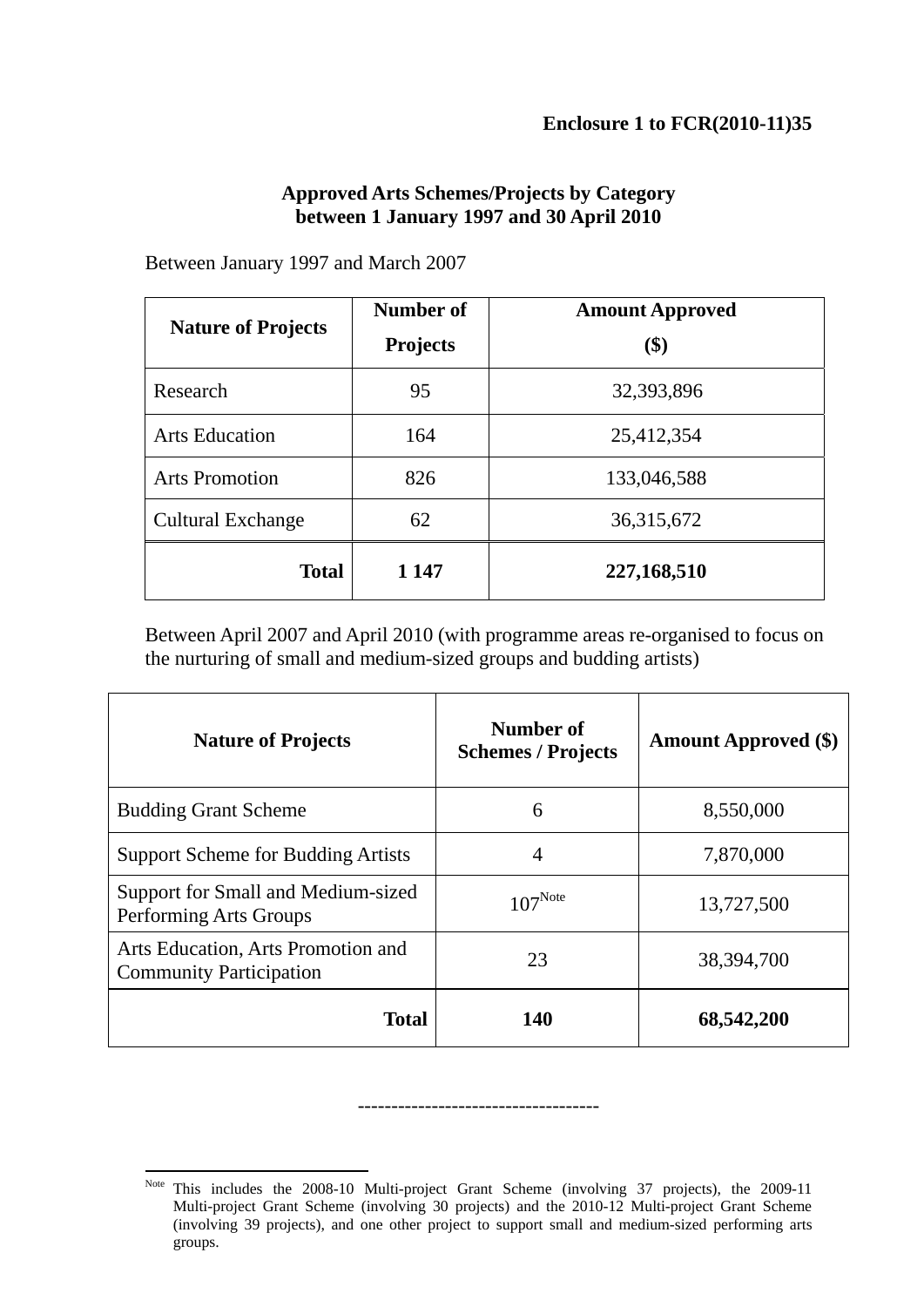**Enclosure 1 to FCR(2010-11)35**

**Approved Arts Schemes/Projects by Category between 1 January 1997 and 30 April 2010**

Between January 1997 and March 2007

| Nature of Projects | Number of Projects | Amount Approved ($) |
|---|---|---|
| Research | 95 | 32,393,896 |
| Arts Education | 164 | 25,412,354 |
| Arts Promotion | 826 | 133,046,588 |
| Cultural Exchange | 62 | 36,315,672 |
| **Total** | **1 147** | **227,168,510** |

Between April 2007 and April 2010 (with programme areas re-organised to focus on the nurturing of small and medium-sized groups and budding artists)

| Nature of Projects | Number of Schemes / Projects | Amount Approved ($) |
|---|---|---|
| Budding Grant Scheme | 6 | 8,550,000 |
| Support Scheme for Budding Artists | 4 | 7,870,000 |
| Support for Small and Medium-sized Performing Arts Groups | 107[Note] | 13,727,500 |
| Arts Education, Arts Promotion and Community Participation | 23 | 38,394,700 |
| **Total** | **140** | **68,542,200** |

-----------------------------------

[Note] This includes the 2008-10 Multi-project Grant Scheme (involving 37 projects), the 2009-11 Multi-project Grant Scheme (involving 30 projects) and the 2010-12 Multi-project Grant Scheme (involving 39 projects), and one other project to support small and medium-sized performing arts groups.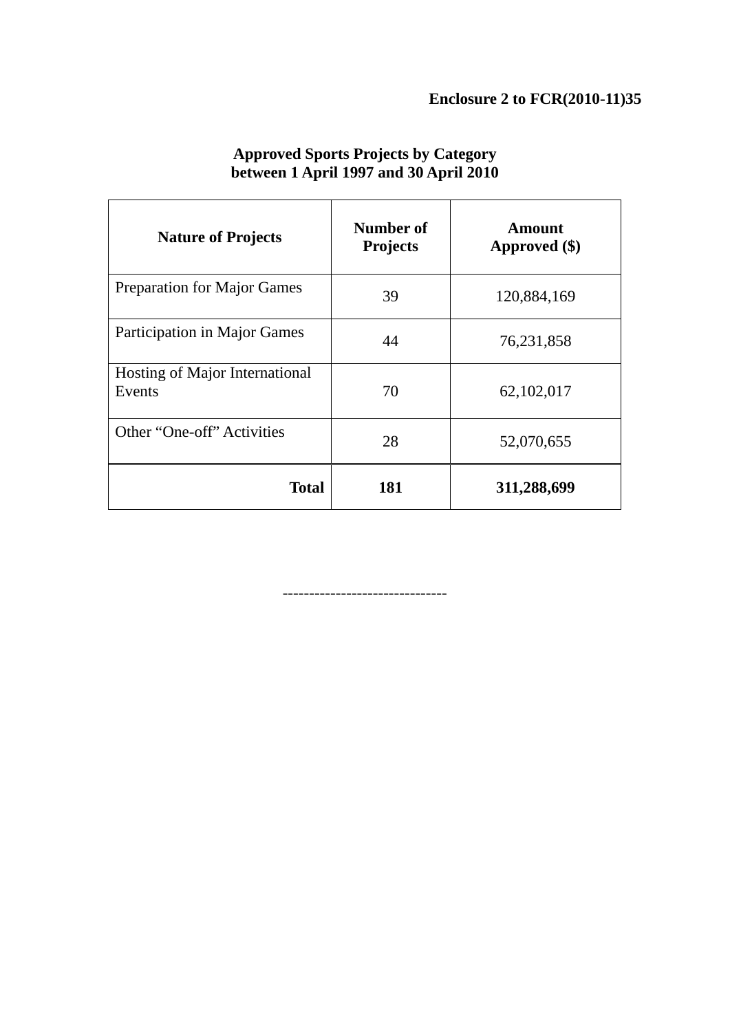**Enclosure 2 to FCR(2010-11)35**

**Approved Sports Projects by Category**
**between 1 April 1997 and 30 April 2010**

| **Nature of Projects** | **Number of Projects** | **Amount Approved ($)** |
|---|---|---|
| Preparation for Major Games | 39 | 120,884,169 |
| Participation in Major Games | 44 | 76,231,858 |
| Hosting of Major International Events | 70 | 62,102,017 |
| Other “One-off” Activities | 28 | 52,070,655 |
| **Total** | **181** | **311,288,699** |

------------------------------